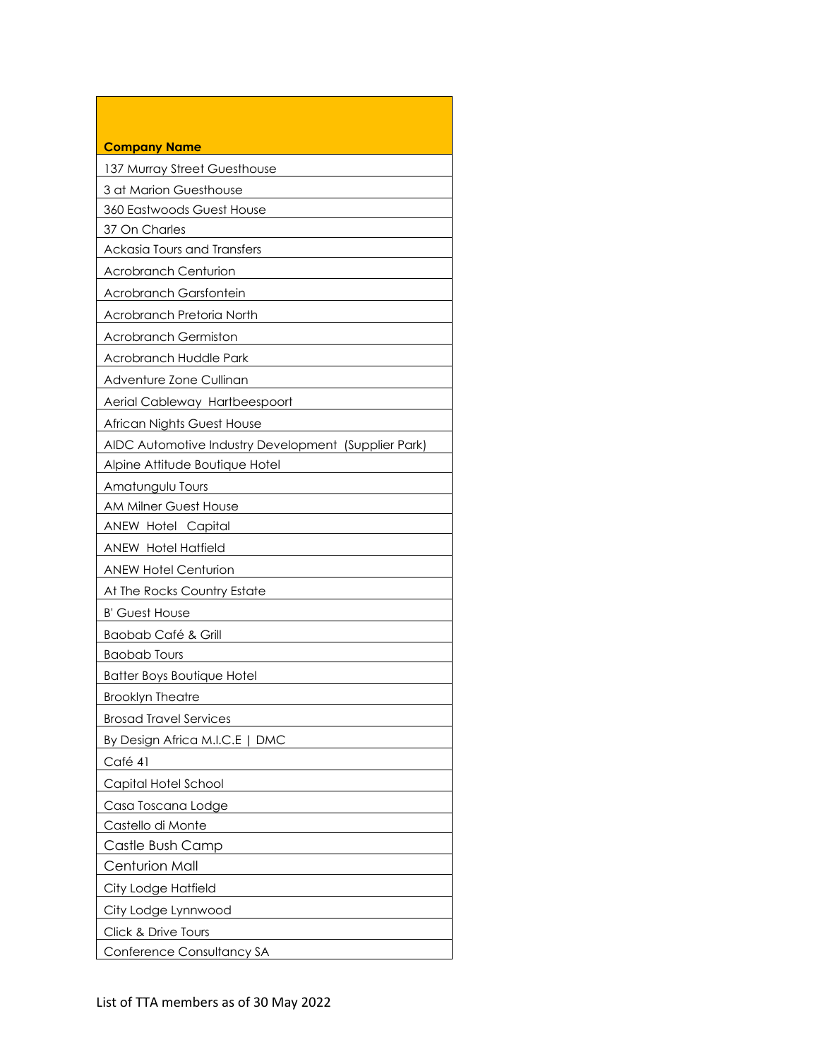| Company Name |
| --- |
| 137 Murray Street Guesthouse |
| 3 at Marion Guesthouse |
| 360 Eastwoods Guest House |
| 37 On Charles |
| Ackasia Tours and Transfers |
| Acrobranch Centurion |
| Acrobranch Garsfontein |
| Acrobranch Pretoria North |
| Acrobranch Germiston |
| Acrobranch Huddle Park |
| Adventure Zone Cullinan |
| Aerial Cableway Hartbeespoort |
| African Nights Guest House |
| AIDC Automotive Industry Development (Supplier Park) |
| Alpine Attitude Boutique Hotel |
| Amatungulu Tours |
| AM Milner Guest House |
| ANEW Hotel Capital |
| ANEW Hotel Hatfield |
| ANEW Hotel Centurion |
| At The Rocks Country Estate |
| B' Guest House |
| Baobab Café & Grill |
| Baobab Tours |
| Batter Boys Boutique Hotel |
| Brooklyn Theatre |
| Brosad Travel Services |
| By Design Africa M.I.C.E \| DMC |
| Café 41 |
| Capital Hotel School |
| Casa Toscana Lodge |
| Castello di Monte |
| Castle Bush Camp |
| Centurion Mall |
| City Lodge Hatfield |
| City Lodge Lynnwood |
| Click & Drive Tours |
| Conference Consultancy SA |

List of TTA members as of 30 May 2022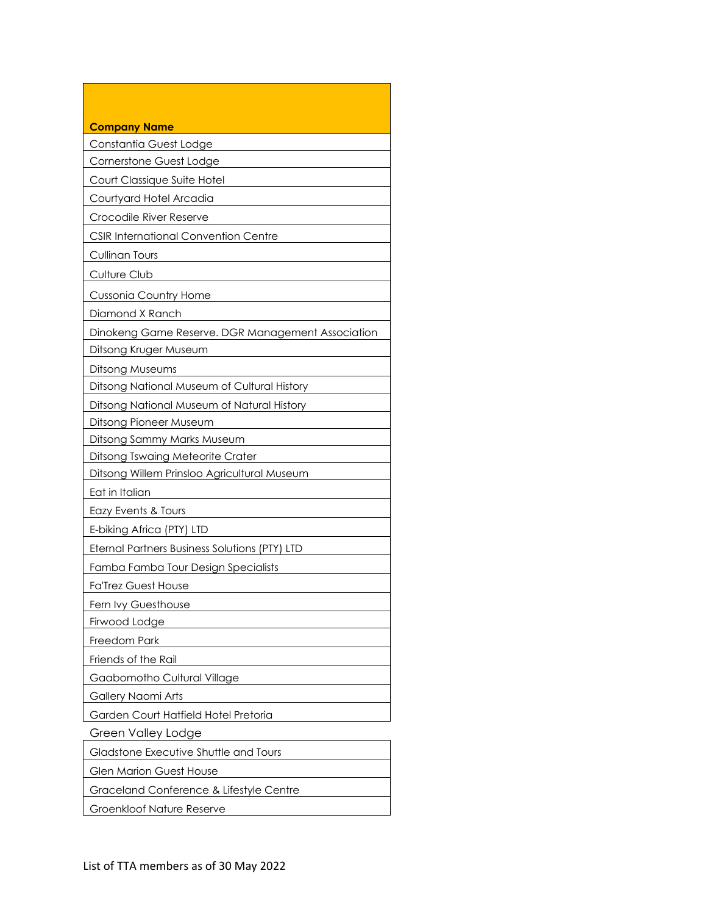| Company Name |
| --- |
| Constantia Guest Lodge |
| Cornerstone Guest Lodge |
| Court Classique Suite Hotel |
| Courtyard Hotel Arcadia |
| Crocodile River Reserve |
| CSIR International Convention Centre |
| Cullinan Tours |
| Culture Club |
| Cussonia Country Home |
| Diamond X Ranch |
| Dinokeng Game Reserve. DGR Management Association |
| Ditsong Kruger Museum |
| Ditsong Museums |
| Ditsong National Museum of Cultural History |
| Ditsong National Museum of Natural History |
| Ditsong Pioneer Museum |
| Ditsong Sammy Marks Museum |
| Ditsong Tswaing Meteorite Crater |
| Ditsong Willem Prinsloo Agricultural Museum |
| Eat in Italian |
| Eazy Events & Tours |
| E-biking Africa (PTY) LTD |
| Eternal Partners Business Solutions (PTY) LTD |
| Famba Famba Tour Design Specialists |
| Fa'Trez Guest House |
| Fern Ivy Guesthouse |
| Firwood Lodge |
| Freedom Park |
| Friends of the Rail |
| Gaabomotho Cultural Village |
| Gallery Naomi Arts |
| Garden Court Hatfield Hotel Pretoria |
| Green Valley Lodge |
| Gladstone Executive Shuttle and Tours |
| Glen Marion Guest House |
| Graceland Conference & Lifestyle Centre |
| Groenkloof Nature Reserve |

List of TTA members as of 30 May 2022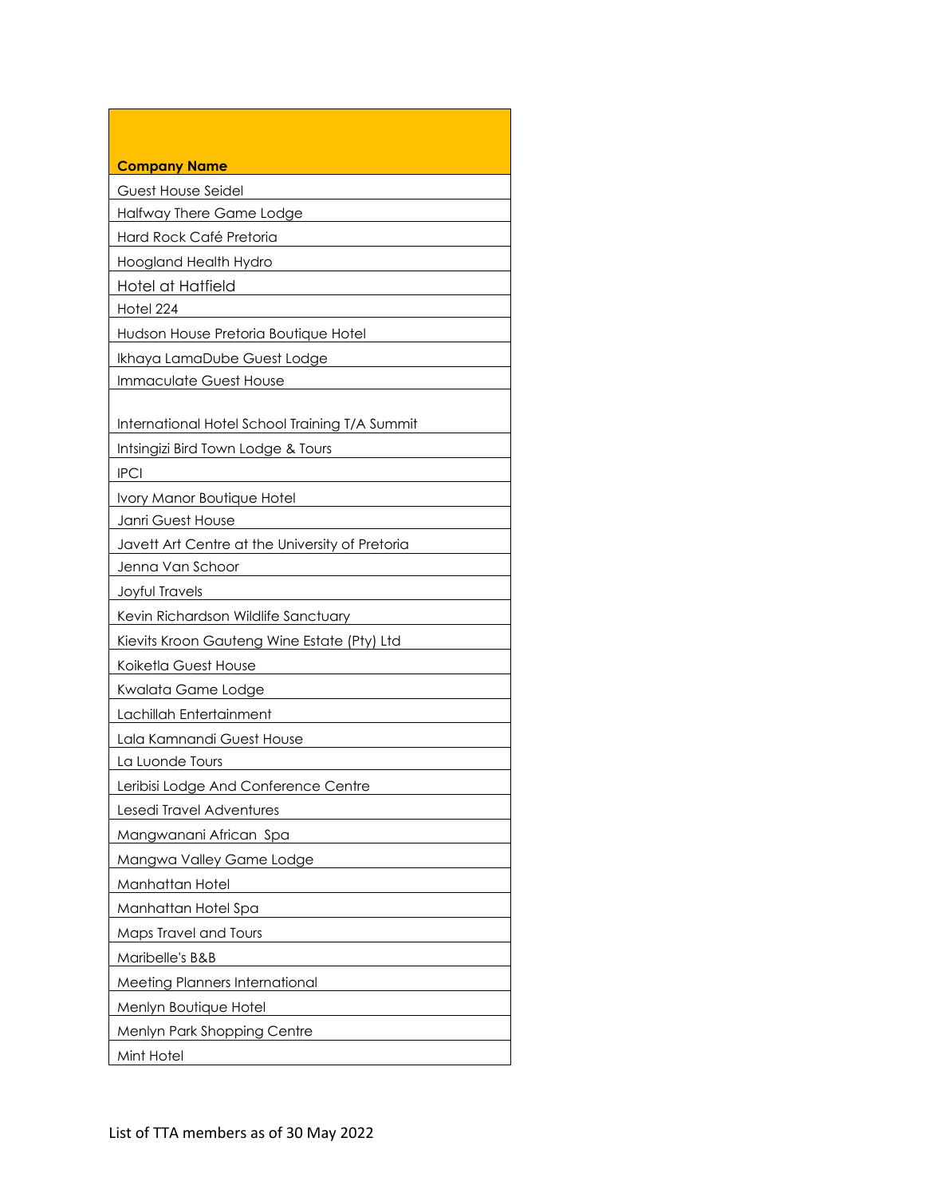| Company Name |
| --- |
| Guest House Seidel |
| Halfway There Game Lodge |
| Hard Rock Café Pretoria |
| Hoogland Health Hydro |
| Hotel at Hatfield |
| Hotel 224 |
| Hudson House Pretoria Boutique Hotel |
| Ikhaya LamaDube Guest Lodge |
| Immaculate Guest House |
| International Hotel School Training T/A Summit |
| Intsingizi Bird Town Lodge & Tours |
| IPCI |
| Ivory Manor Boutique Hotel |
| Janri Guest House |
| Javett Art Centre at the University of Pretoria |
| Jenna Van Schoor |
| Joyful Travels |
| Kevin Richardson Wildlife Sanctuary |
| Kievits Kroon Gauteng Wine Estate (Pty) Ltd |
| Koiketla Guest House |
| Kwalata Game Lodge |
| Lachillah Entertainment |
| Lala Kamnandi Guest House |
| La Luonde Tours |
| Leribisi Lodge And Conference Centre |
| Lesedi Travel Adventures |
| Mangwanani African Spa |
| Mangwa Valley Game Lodge |
| Manhattan Hotel |
| Manhattan Hotel Spa |
| Maps Travel and Tours |
| Maribelle's B&B |
| Meeting Planners International |
| Menlyn Boutique Hotel |
| Menlyn Park Shopping Centre |
| Mint Hotel |

List of TTA members as of 30 May 2022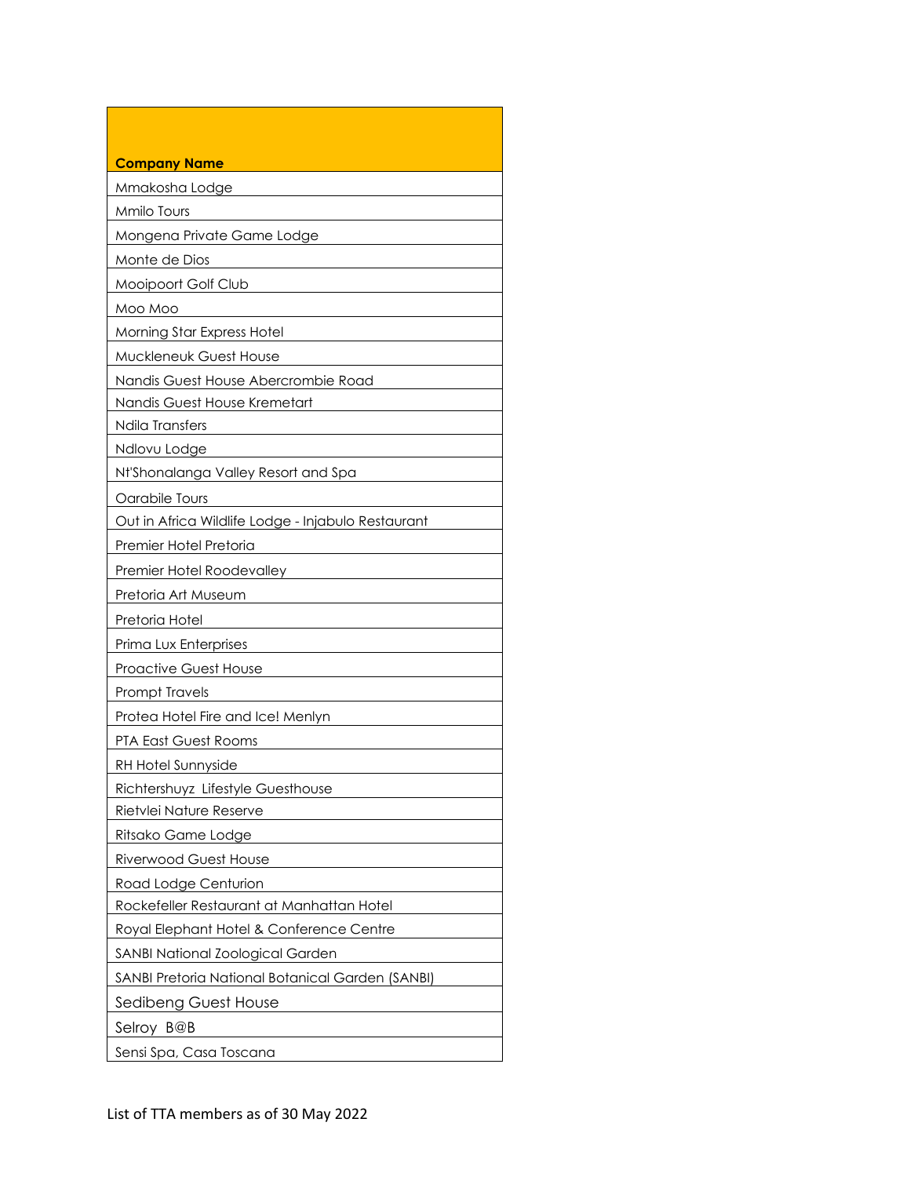| Company Name |
| --- |
| Mmakosha Lodge |
| Mmilo Tours |
| Mongena Private Game Lodge |
| Monte de Dios |
| Mooipoort Golf Club |
| Moo Moo |
| Morning Star Express Hotel |
| Muckleneuk Guest House |
| Nandis Guest House Abercrombie Road |
| Nandis Guest House Kremetart |
| Ndila Transfers |
| Ndlovu Lodge |
| Nt'Shonalanga Valley Resort and Spa |
| Oarabile Tours |
| Out in Africa Wildlife Lodge - Injabulo Restaurant |
| Premier Hotel Pretoria |
| Premier Hotel Roodevalley |
| Pretoria Art Museum |
| Pretoria Hotel |
| Prima Lux Enterprises |
| Proactive Guest House |
| Prompt Travels |
| Protea Hotel Fire and Ice! Menlyn |
| PTA East Guest Rooms |
| RH Hotel Sunnyside |
| Richtershuyz  Lifestyle Guesthouse |
| Rietvlei Nature Reserve |
| Ritsako Game Lodge |
| Riverwood Guest House |
| Road Lodge Centurion |
| Rockefeller Restaurant at Manhattan Hotel |
| Royal Elephant Hotel & Conference Centre |
| SANBI National Zoological Garden |
| SANBI Pretoria National Botanical Garden (SANBI) |
| Sedibeng Guest House |
| Selroy  B@B |
| Sensi Spa, Casa Toscana |

List of TTA members as of 30 May 2022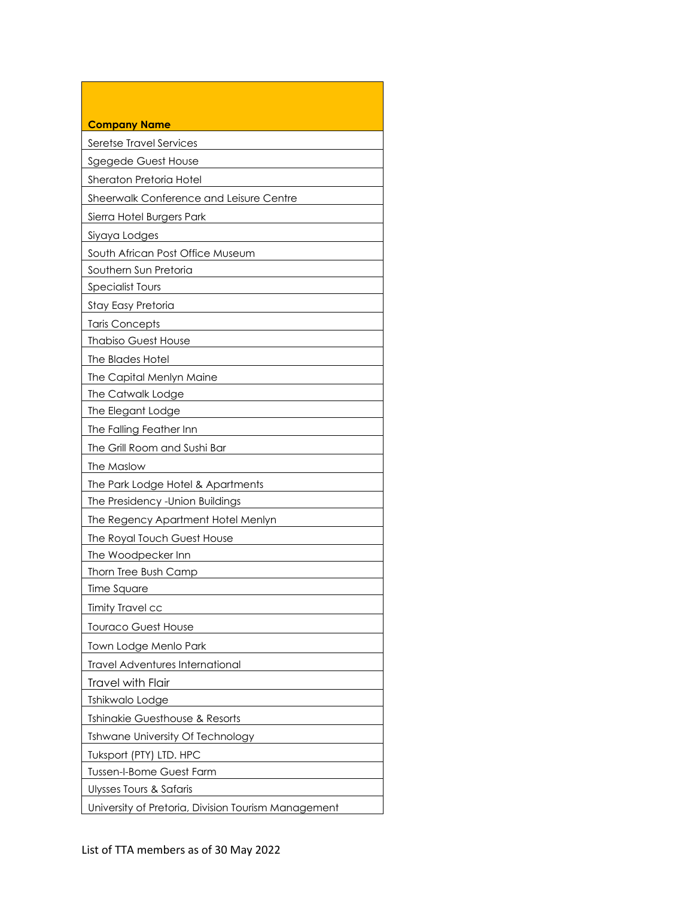| Company Name |
|---|
| Seretse Travel Services |
| Sgegede Guest House |
| Sheraton Pretoria Hotel |
| Sheerwalk Conference and Leisure Centre |
| Sierra Hotel Burgers Park |
| Siyaya Lodges |
| South African Post Office Museum |
| Southern Sun Pretoria |
| Specialist Tours |
| Stay Easy Pretoria |
| Taris Concepts |
| Thabiso Guest House |
| The Blades Hotel |
| The Capital Menlyn Maine |
| The Catwalk Lodge |
| The Elegant Lodge |
| The Falling Feather Inn |
| The Grill Room and Sushi Bar |
| The Maslow |
| The Park Lodge Hotel & Apartments |
| The Presidency -Union Buildings |
| The Regency Apartment Hotel Menlyn |
| The Royal Touch Guest House |
| The Woodpecker Inn |
| Thorn Tree Bush Camp |
| Time Square |
| Timity Travel cc |
| Touraco Guest House |
| Town Lodge Menlo Park |
| Travel Adventures International |
| Travel with Flair |
| Tshikwalo Lodge |
| Tshinakie Guesthouse & Resorts |
| Tshwane University Of Technology |
| Tuksport (PTY) LTD. HPC |
| Tussen-I-Bome Guest Farm |
| Ulysses Tours & Safaris |
| University of Pretoria, Division Tourism Management |

List of TTA members as of 30 May 2022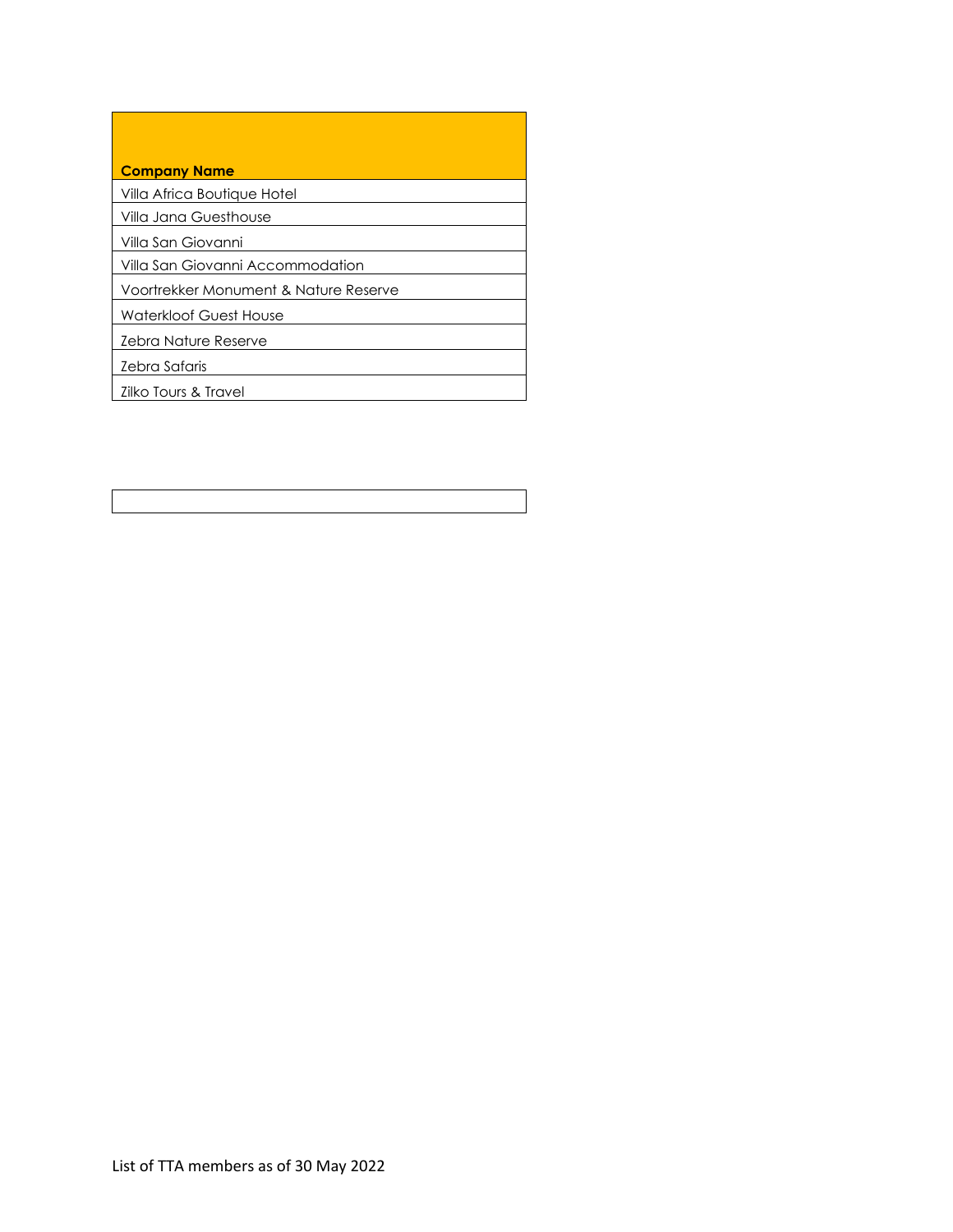| Company Name |
| --- |
| Villa Africa Boutique Hotel |
| Villa Jana Guesthouse |
| Villa San Giovanni |
| Villa San Giovanni Accommodation |
| Voortrekker Monument & Nature Reserve |
| Waterkloof Guest House |
| Zebra Nature Reserve |
| Zebra Safaris |
| Zilko Tours & Travel |

List of TTA members as of 30 May 2022